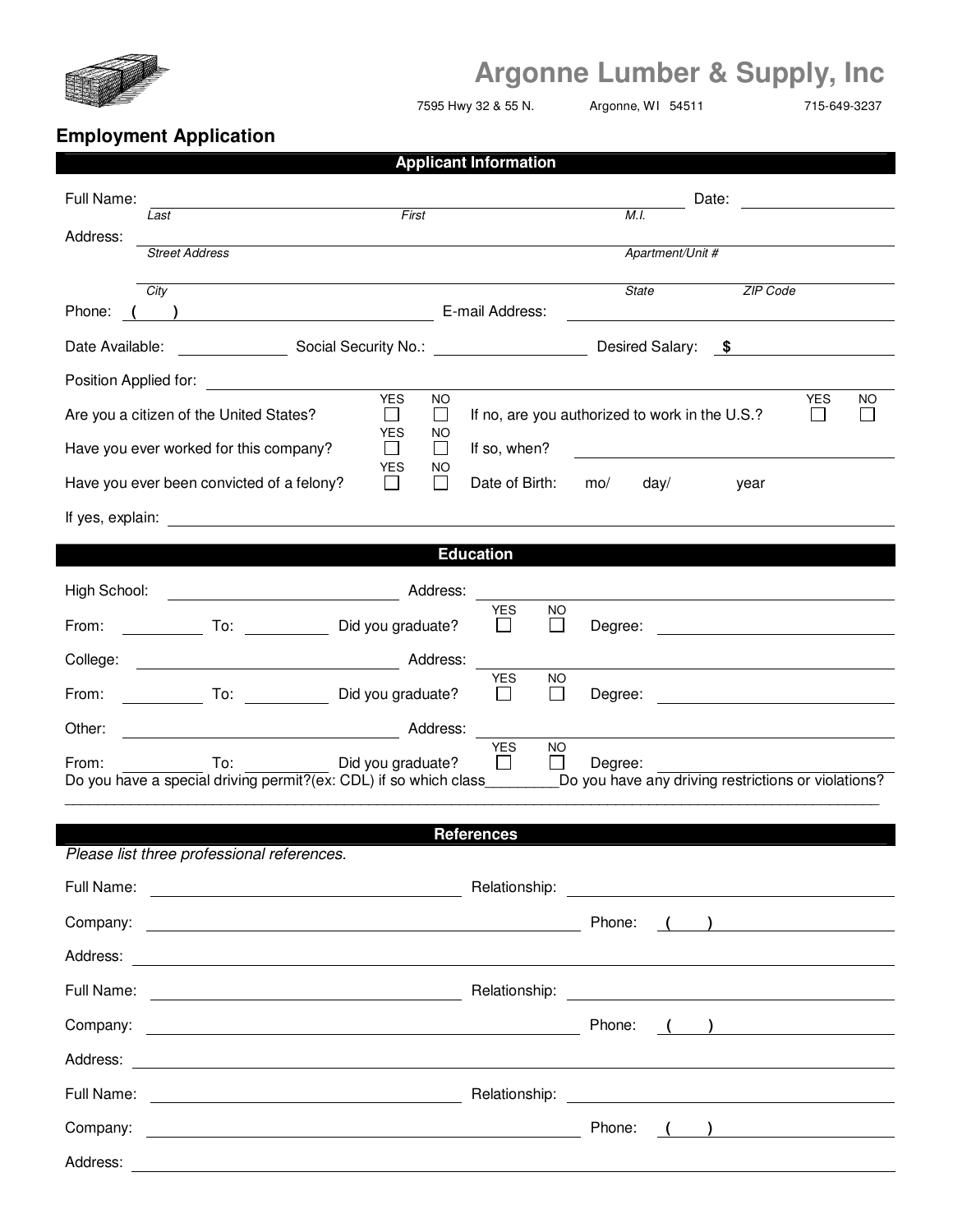# Argonne Lumber & Supply, Inc

7595 Hwy 32 & 55 N. Argonne, WI 54511 715-649-3237

## Employment Application

### Applicant Information

Full Name: ______________________________ Date: ______________
*Last* *First* *M.I.*

Address: ______________________________
*Street Address* *Apartment/Unit #*

______________________________
*City* *State* *ZIP Code*

Phone: ( ) ______________ E-mail Address: ______________

Date Available: ______________ Social Security No.: ______________ Desired Salary: $ ______________

Position Applied for: ______________________________

Are you a citizen of the United States? YES ☐ NO ☐ If no, are you authorized to work in the U.S.? YES ☐ NO ☐

Have you ever worked for this company? YES ☐ NO ☐ If so, when? ______________

Have you ever been convicted of a felony? YES ☐ NO ☐ Date of Birth: mo/ day/ year

If yes, explain: ______________________________

### Education

High School: ______________ Address: ______________

From: ________ To: ________ Did you graduate? YES ☐ NO ☐ Degree: ______________

College: ______________ Address: ______________

From: ________ To: ________ Did you graduate? YES ☐ NO ☐ Degree: ______________

Other: ______________ Address: ______________

From: ________ To: ________ Did you graduate? YES ☐ NO ☐ Degree: ______________

Do you have a special driving permit?(ex: CDL) if so which class________Do you have any driving restrictions or violations?

______________________________________________________________________________

### References

*Please list three professional references.*

Full Name: ______________ Relationship: ______________

Company: ______________ Phone: ( ) ______________

Address: ______________________________

Full Name: ______________ Relationship: ______________

Company: ______________ Phone: ( ) ______________

Address: ______________________________

Full Name: ______________ Relationship: ______________

Company: ______________ Phone: ( ) ______________

Address: ______________________________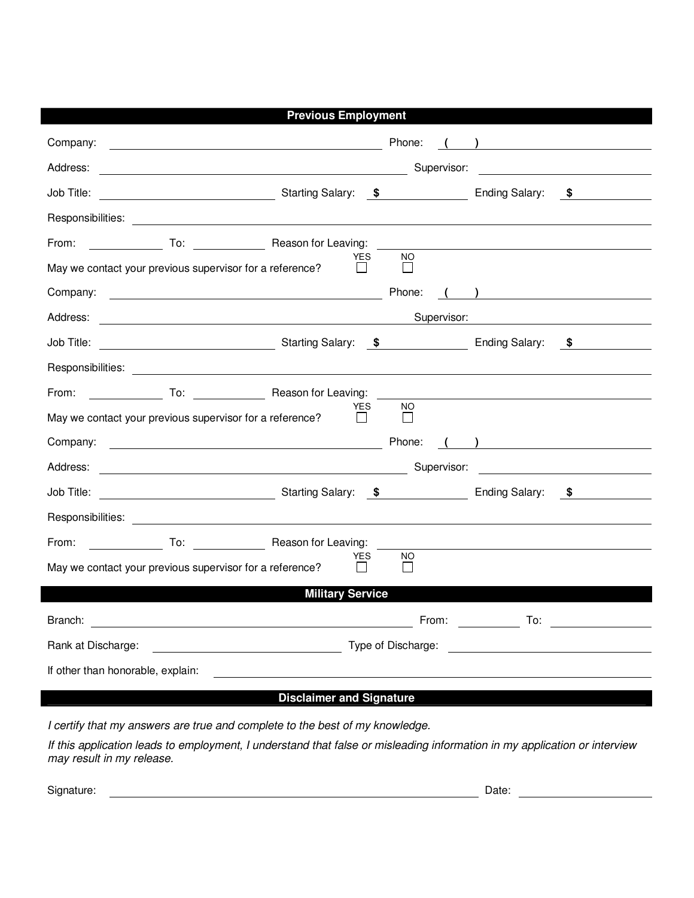## Previous Employment

Company: ______________________ Phone: ( ) ______________________

Address: ______________________ Supervisor: ______________________

Job Title: ______________ Starting Salary: $ ______________ Ending Salary: $ ______________

Responsibilities: ______________________________________________

From: __________ To: __________ Reason for Leaving: ______________________

May we contact your previous supervisor for a reference? YES ☐ NO ☐

Company: ______________________ Phone: ( ) ______________________

Address: ______________________ Supervisor: ______________________

Job Title: ______________ Starting Salary: $ ______________ Ending Salary: $ ______________

Responsibilities: ______________________________________________

From: __________ To: __________ Reason for Leaving: ______________________

May we contact your previous supervisor for a reference? YES ☐ NO ☐

Company: ______________________ Phone: ( ) ______________________

Address: ______________________ Supervisor: ______________________

Job Title: ______________ Starting Salary: $ ______________ Ending Salary: $ ______________

Responsibilities: ______________________________________________

From: __________ To: __________ Reason for Leaving: ______________________

May we contact your previous supervisor for a reference? YES ☐ NO ☐

## Military Service

Branch: ______________________ From: __________ To: __________

Rank at Discharge: ______________________ Type of Discharge: ______________________

If other than honorable, explain: ______________________________________________

## Disclaimer and Signature

*I certify that my answers are true and complete to the best of my knowledge.*

*If this application leads to employment, I understand that false or misleading information in my application or interview may result in my release.*

Signature: ______________________________________ Date: ______________